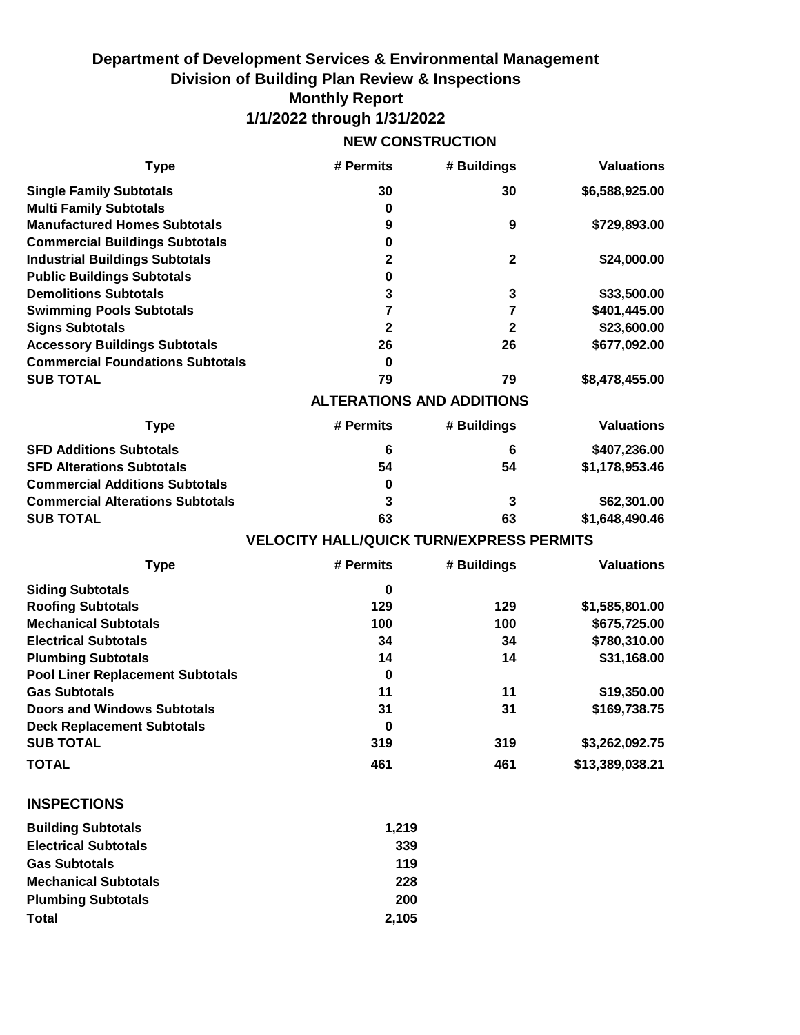# Department of Development Services & Environmental Management
## Division of Building Plan Review & Inspections
## Monthly Report
## 1/1/2022 through 1/31/2022

### NEW CONSTRUCTION

| Type | # Permits | # Buildings | Valuations |
|---|---|---|---|
| **Single Family Subtotals** | 30 | 30 | $6,588,925.00 |
| **Multi Family Subtotals** | 0 | | |
| **Manufactured Homes Subtotals** | 9 | 9 | $729,893.00 |
| **Commercial Buildings Subtotals** | 0 | | |
| **Industrial Buildings Subtotals** | 2 | 2 | $24,000.00 |
| **Public Buildings Subtotals** | 0 | | |
| **Demolitions Subtotals** | 3 | 3 | $33,500.00 |
| **Swimming Pools Subtotals** | 7 | 7 | $401,445.00 |
| **Signs Subtotals** | 2 | 2 | $23,600.00 |
| **Accessory Buildings Subtotals** | 26 | 26 | $677,092.00 |
| **Commercial Foundations Subtotals** | 0 | | |
| **SUB TOTAL** | 79 | 79 | $8,478,455.00 |

### ALTERATIONS AND ADDITIONS

| Type | # Permits | # Buildings | Valuations |
|---|---|---|---|
| **SFD Additions Subtotals** | 6 | 6 | $407,236.00 |
| **SFD Alterations Subtotals** | 54 | 54 | $1,178,953.46 |
| **Commercial Additions Subtotals** | 0 | | |
| **Commercial Alterations Subtotals** | 3 | 3 | $62,301.00 |
| **SUB TOTAL** | 63 | 63 | $1,648,490.46 |

### VELOCITY HALL/QUICK TURN/EXPRESS PERMITS

| Type | # Permits | # Buildings | Valuations |
|---|---|---|---|
| **Siding Subtotals** | 0 | | |
| **Roofing Subtotals** | 129 | 129 | $1,585,801.00 |
| **Mechanical Subtotals** | 100 | 100 | $675,725.00 |
| **Electrical Subtotals** | 34 | 34 | $780,310.00 |
| **Plumbing Subtotals** | 14 | 14 | $31,168.00 |
| **Pool Liner Replacement Subtotals** | 0 | | |
| **Gas Subtotals** | 11 | 11 | $19,350.00 |
| **Doors and Windows Subtotals** | 31 | 31 | $169,738.75 |
| **Deck Replacement Subtotals** | 0 | | |
| **SUB TOTAL** | 319 | 319 | $3,262,092.75 |
| **TOTAL** | 461 | 461 | $13,389,038.21 |

### INSPECTIONS

| Type | Count |
|---|---|
| **Building Subtotals** | 1,219 |
| **Electrical Subtotals** | 339 |
| **Gas Subtotals** | 119 |
| **Mechanical Subtotals** | 228 |
| **Plumbing Subtotals** | 200 |
| **Total** | 2,105 |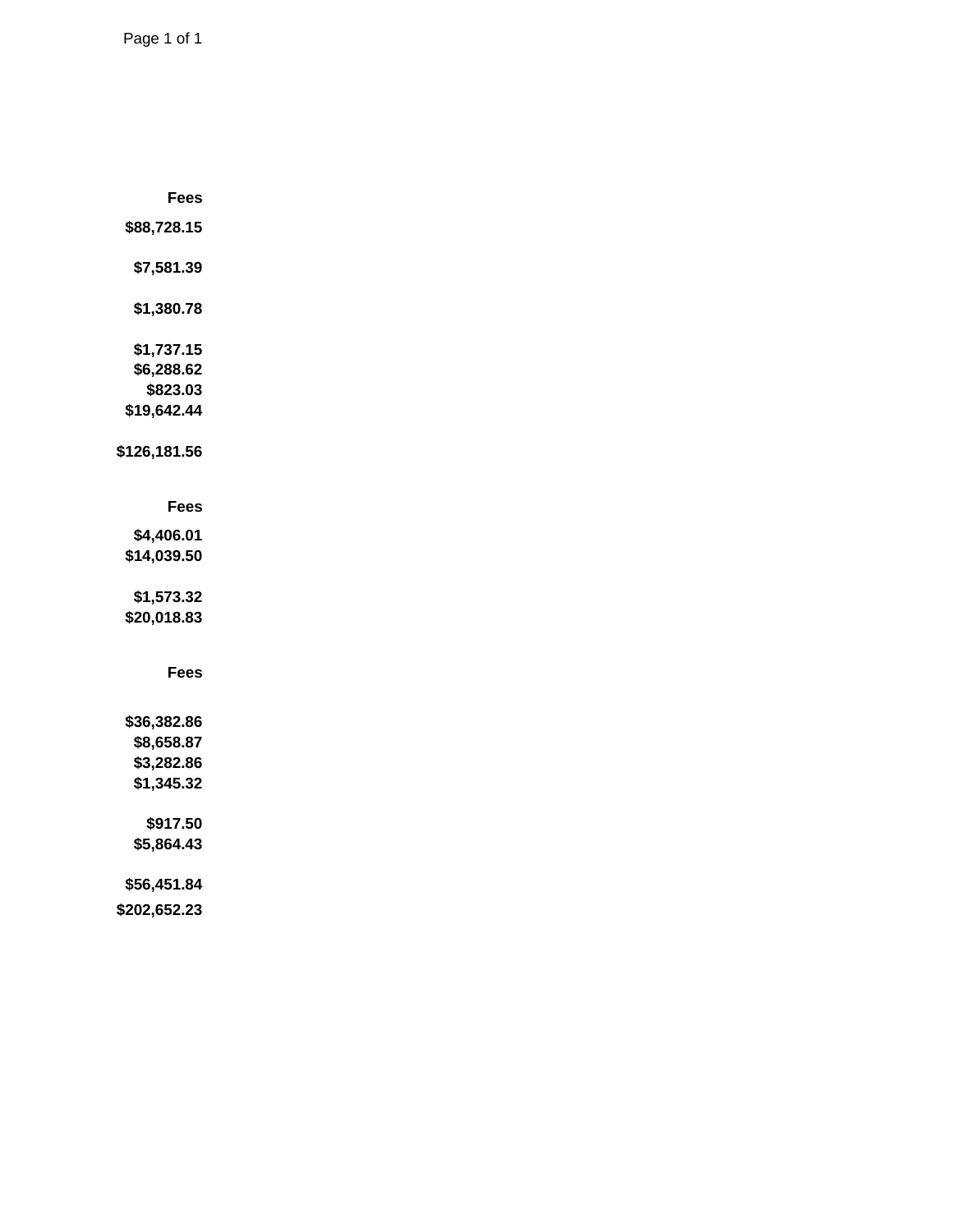| Fees |
| --- |
| $88,728.15 |
| $7,581.39 |
| $1,380.78 |
| $1,737.15 |
| $6,288.62 |
| $823.03 |
| $19,642.44 |
| $126,181.56 |

| Fees |
| --- |
| $4,406.01 |
| $14,039.50 |
| $1,573.32 |
| $20,018.83 |

| Fees |
| --- |
| $36,382.86 |
| $8,658.87 |
| $3,282.86 |
| $1,345.32 |
| $917.50 |
| $5,864.43 |
| $56,451.84 |
| $202,652.23 |